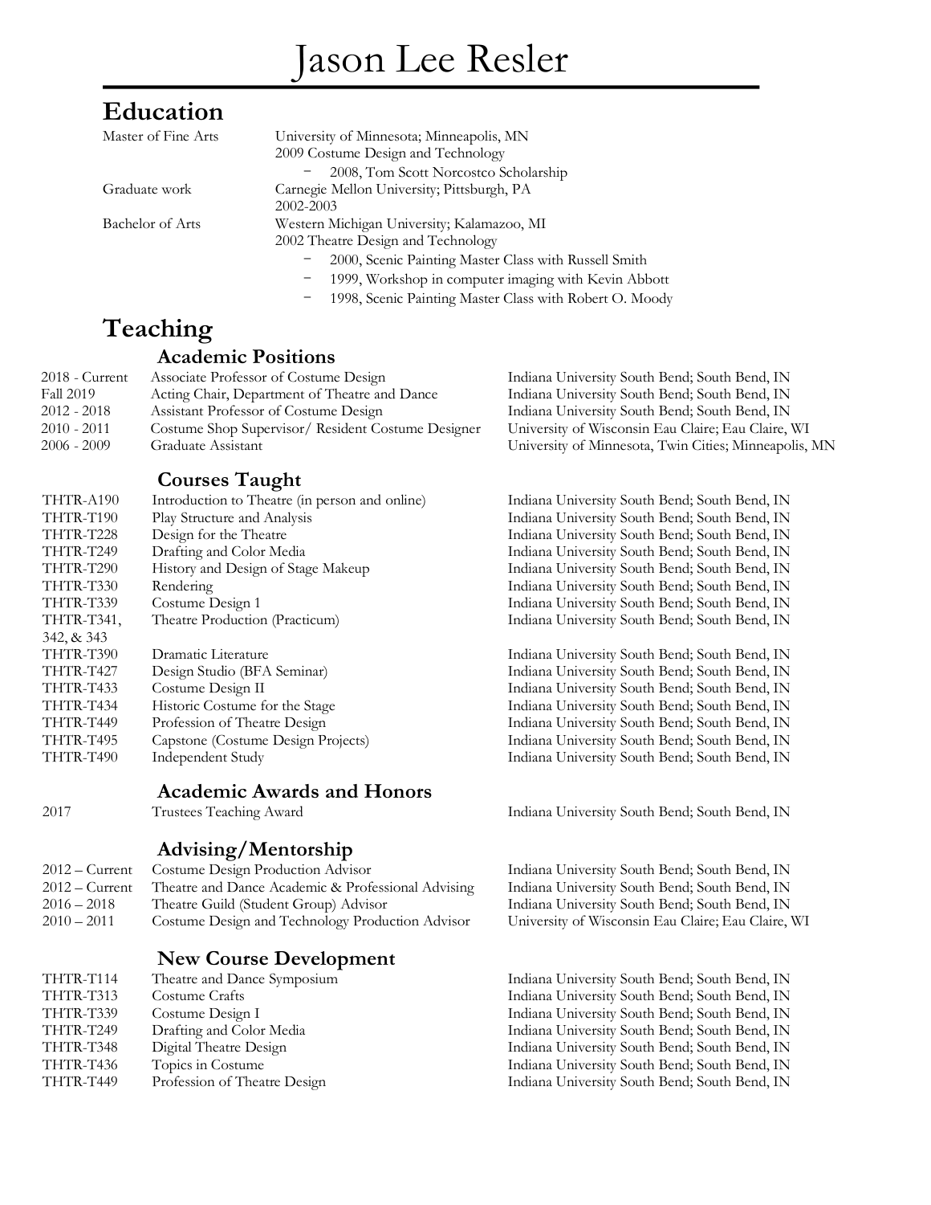# Jason Lee Resler

## Education

| | |
|---|---|
| Master of Fine Arts | University of Minnesota; Minneapolis, MN<br>2009 Costume Design and Technology<br>− 2008, Tom Scott Norcostco Scholarship |
| Graduate work | Carnegie Mellon University; Pittsburgh, PA<br>2002-2003 |
| Bachelor of Arts | Western Michigan University; Kalamazoo, MI<br>2002 Theatre Design and Technology<br>− 2000, Scenic Painting Master Class with Russell Smith<br>− 1999, Workshop in computer imaging with Kevin Abbott<br>− 1998, Scenic Painting Master Class with Robert O. Moody |

## Teaching

### Academic Positions

| | | |
|---|---|---|
| 2018 - Current | Associate Professor of Costume Design | Indiana University South Bend; South Bend, IN |
| Fall 2019 | Acting Chair, Department of Theatre and Dance | Indiana University South Bend; South Bend, IN |
| 2012 - 2018 | Assistant Professor of Costume Design | Indiana University South Bend; South Bend, IN |
| 2010 - 2011 | Costume Shop Supervisor/ Resident Costume Designer | University of Wisconsin Eau Claire; Eau Claire, WI |
| 2006 - 2009 | Graduate Assistant | University of Minnesota, Twin Cities; Minneapolis, MN |

### Courses Taught

| | | |
|---|---|---|
| THTR-A190 | Introduction to Theatre (in person and online) | Indiana University South Bend; South Bend, IN |
| THTR-T190 | Play Structure and Analysis | Indiana University South Bend; South Bend, IN |
| THTR-T228 | Design for the Theatre | Indiana University South Bend; South Bend, IN |
| THTR-T249 | Drafting and Color Media | Indiana University South Bend; South Bend, IN |
| THTR-T290 | History and Design of Stage Makeup | Indiana University South Bend; South Bend, IN |
| THTR-T330 | Rendering | Indiana University South Bend; South Bend, IN |
| THTR-T339 | Costume Design 1 | Indiana University South Bend; South Bend, IN |
| THTR-T341, 342, & 343 | Theatre Production (Practicum) | Indiana University South Bend; South Bend, IN |
| THTR-T390 | Dramatic Literature | Indiana University South Bend; South Bend, IN |
| THTR-T427 | Design Studio (BFA Seminar) | Indiana University South Bend; South Bend, IN |
| THTR-T433 | Costume Design II | Indiana University South Bend; South Bend, IN |
| THTR-T434 | Historic Costume for the Stage | Indiana University South Bend; South Bend, IN |
| THTR-T449 | Profession of Theatre Design | Indiana University South Bend; South Bend, IN |
| THTR-T495 | Capstone (Costume Design Projects) | Indiana University South Bend; South Bend, IN |
| THTR-T490 | Independent Study | Indiana University South Bend; South Bend, IN |

### Academic Awards and Honors

| | | |
|---|---|---|
| 2017 | Trustees Teaching Award | Indiana University South Bend; South Bend, IN |

### Advising/Mentorship

| | | |
|---|---|---|
| 2012 – Current | Costume Design Production Advisor | Indiana University South Bend; South Bend, IN |
| 2012 – Current | Theatre and Dance Academic & Professional Advising | Indiana University South Bend; South Bend, IN |
| 2016 – 2018 | Theatre Guild (Student Group) Advisor | Indiana University South Bend; South Bend, IN |
| 2010 – 2011 | Costume Design and Technology Production Advisor | University of Wisconsin Eau Claire; Eau Claire, WI |

### New Course Development

| | | |
|---|---|---|
| THTR-T114 | Theatre and Dance Symposium | Indiana University South Bend; South Bend, IN |
| THTR-T313 | Costume Crafts | Indiana University South Bend; South Bend, IN |
| THTR-T339 | Costume Design I | Indiana University South Bend; South Bend, IN |
| THTR-T249 | Drafting and Color Media | Indiana University South Bend; South Bend, IN |
| THTR-T348 | Digital Theatre Design | Indiana University South Bend; South Bend, IN |
| THTR-T436 | Topics in Costume | Indiana University South Bend; South Bend, IN |
| THTR-T449 | Profession of Theatre Design | Indiana University South Bend; South Bend, IN |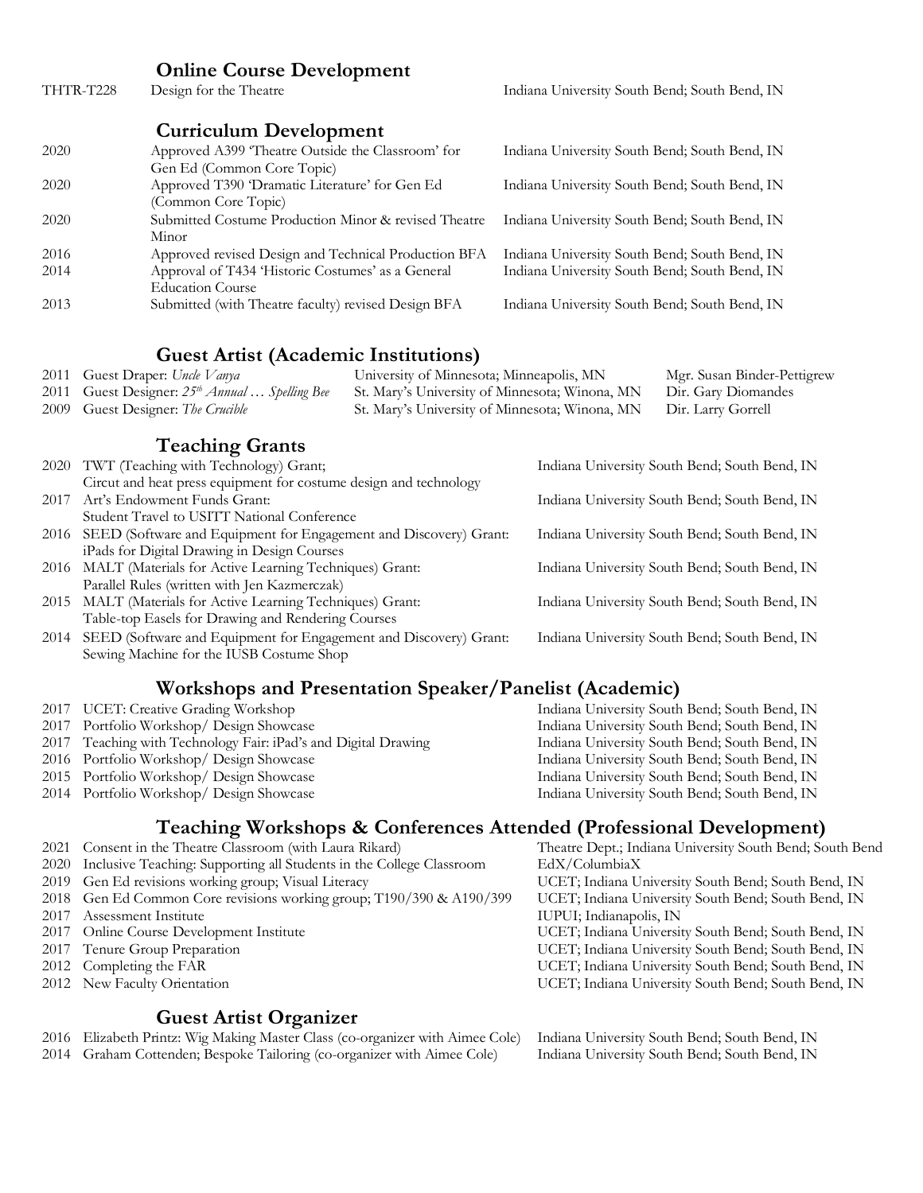## Online Course Development

| | | |
|---|---|---|
| THTR-T228 | Design for the Theatre | Indiana University South Bend; South Bend, IN |

## Curriculum Development

| | | |
|---|---|---|
| 2020 | Approved A399 'Theatre Outside the Classroom' for Gen Ed (Common Core Topic) | Indiana University South Bend; South Bend, IN |
| 2020 | Approved T390 'Dramatic Literature' for Gen Ed (Common Core Topic) | Indiana University South Bend; South Bend, IN |
| 2020 | Submitted Costume Production Minor & revised Theatre Minor | Indiana University South Bend; South Bend, IN |
| 2016 | Approved revised Design and Technical Production BFA | Indiana University South Bend; South Bend, IN |
| 2014 | Approval of T434 'Historic Costumes' as a General Education Course | Indiana University South Bend; South Bend, IN |
| 2013 | Submitted (with Theatre faculty) revised Design BFA | Indiana University South Bend; South Bend, IN |

## Guest Artist (Academic Institutions)

| | | | |
|---|---|---|---|
| 2011 | Guest Draper: *Uncle Vanya* | University of Minnesota; Minneapolis, MN | Mgr. Susan Binder-Pettigrew |
| 2011 | Guest Designer: *25th Annual … Spelling Bee* | St. Mary's University of Minnesota; Winona, MN | Dir. Gary Diomandes |
| 2009 | Guest Designer: *The Crucible* | St. Mary's University of Minnesota; Winona, MN | Dir. Larry Gorrell |

## Teaching Grants

| | | |
|---|---|---|
| 2020 | TWT (Teaching with Technology) Grant; Circut and heat press equipment for costume design and technology | Indiana University South Bend; South Bend, IN |
| 2017 | Art's Endowment Funds Grant: Student Travel to USITT National Conference | Indiana University South Bend; South Bend, IN |
| 2016 | SEED (Software and Equipment for Engagement and Discovery) Grant: iPads for Digital Drawing in Design Courses | Indiana University South Bend; South Bend, IN |
| 2016 | MALT (Materials for Active Learning Techniques) Grant: Parallel Rules (written with Jen Kazmerczak) | Indiana University South Bend; South Bend, IN |
| 2015 | MALT (Materials for Active Learning Techniques) Grant: Table-top Easels for Drawing and Rendering Courses | Indiana University South Bend; South Bend, IN |
| 2014 | SEED (Software and Equipment for Engagement and Discovery) Grant: Sewing Machine for the IUSB Costume Shop | Indiana University South Bend; South Bend, IN |

## Workshops and Presentation Speaker/Panelist (Academic)

| | | |
|---|---|---|
| 2017 | UCET: Creative Grading Workshop | Indiana University South Bend; South Bend, IN |
| 2017 | Portfolio Workshop/ Design Showcase | Indiana University South Bend; South Bend, IN |
| 2017 | Teaching with Technology Fair: iPad's and Digital Drawing | Indiana University South Bend; South Bend, IN |
| 2016 | Portfolio Workshop/ Design Showcase | Indiana University South Bend; South Bend, IN |
| 2015 | Portfolio Workshop/ Design Showcase | Indiana University South Bend; South Bend, IN |
| 2014 | Portfolio Workshop/ Design Showcase | Indiana University South Bend; South Bend, IN |

## Teaching Workshops & Conferences Attended (Professional Development)

| | | |
|---|---|---|
| 2021 | Consent in the Theatre Classroom (with Laura Rikard) | Theatre Dept.; Indiana University South Bend; South Bend |
| 2020 | Inclusive Teaching: Supporting all Students in the College Classroom | EdX/ColumbiaX |
| 2019 | Gen Ed revisions working group; Visual Literacy | UCET; Indiana University South Bend; South Bend, IN |
| 2018 | Gen Ed Common Core revisions working group; T190/390 & A190/399 | UCET; Indiana University South Bend; South Bend, IN |
| 2017 | Assessment Institute | IUPUI; Indianapolis, IN |
| 2017 | Online Course Development Institute | UCET; Indiana University South Bend; South Bend, IN |
| 2017 | Tenure Group Preparation | UCET; Indiana University South Bend; South Bend, IN |
| 2012 | Completing the FAR | UCET; Indiana University South Bend; South Bend, IN |
| 2012 | New Faculty Orientation | UCET; Indiana University South Bend; South Bend, IN |

## Guest Artist Organizer

| | | |
|---|---|---|
| 2016 | Elizabeth Printz: Wig Making Master Class (co-organizer with Aimee Cole) | Indiana University South Bend; South Bend, IN |
| 2014 | Graham Cottenden; Bespoke Tailoring (co-organizer with Aimee Cole) | Indiana University South Bend; South Bend, IN |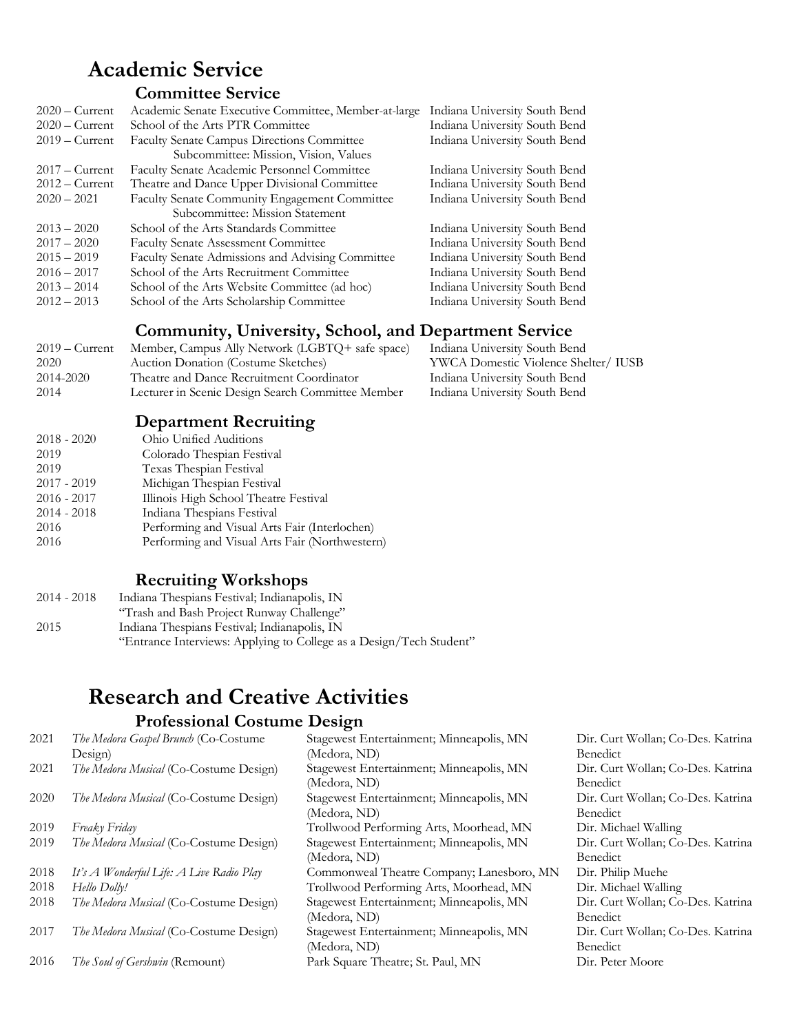# Academic Service

## Committee Service

| | | |
|---|---|---|
| 2020 – Current | Academic Senate Executive Committee, Member-at-large | Indiana University South Bend |
| 2020 – Current | School of the Arts PTR Committee | Indiana University South Bend |
| 2019 – Current | Faculty Senate Campus Directions Committee<br>Subcommittee: Mission, Vision, Values | Indiana University South Bend |
| 2017 – Current | Faculty Senate Academic Personnel Committee | Indiana University South Bend |
| 2012 – Current | Theatre and Dance Upper Divisional Committee | Indiana University South Bend |
| 2020 – 2021 | Faculty Senate Community Engagement Committee<br>Subcommittee: Mission Statement | Indiana University South Bend |
| 2013 – 2020 | School of the Arts Standards Committee | Indiana University South Bend |
| 2017 – 2020 | Faculty Senate Assessment Committee | Indiana University South Bend |
| 2015 – 2019 | Faculty Senate Admissions and Advising Committee | Indiana University South Bend |
| 2016 – 2017 | School of the Arts Recruitment Committee | Indiana University South Bend |
| 2013 – 2014 | School of the Arts Website Committee (ad hoc) | Indiana University South Bend |
| 2012 – 2013 | School of the Arts Scholarship Committee | Indiana University South Bend |

## Community, University, School, and Department Service

| | | |
|---|---|---|
| 2019 – Current | Member, Campus Ally Network (LGBTQ+ safe space) | Indiana University South Bend |
| 2020 | Auction Donation (Costume Sketches) | YWCA Domestic Violence Shelter/ IUSB |
| 2014-2020 | Theatre and Dance Recruitment Coordinator | Indiana University South Bend |
| 2014 | Lecturer in Scenic Design Search Committee Member | Indiana University South Bend |

## Department Recruiting

| | |
|---|---|
| 2018 - 2020 | Ohio Unified Auditions |
| 2019 | Colorado Thespian Festival |
| 2019 | Texas Thespian Festival |
| 2017 - 2019 | Michigan Thespian Festival |
| 2016 - 2017 | Illinois High School Theatre Festival |
| 2014 - 2018 | Indiana Thespians Festival |
| 2016 | Performing and Visual Arts Fair (Interlochen) |
| 2016 | Performing and Visual Arts Fair (Northwestern) |

## Recruiting Workshops

| | |
|---|---|
| 2014 - 2018 | Indiana Thespians Festival; Indianapolis, IN<br>"Trash and Bash Project Runway Challenge" |
| 2015 | Indiana Thespians Festival; Indianapolis, IN<br>"Entrance Interviews: Applying to College as a Design/Tech Student" |

# Research and Creative Activities

## Professional Costume Design

| | | | |
|---|---|---|---|
| 2021 | *The Medora Gospel Brunch* (Co-Costume Design) | Stagewest Entertainment; Minneapolis, MN (Medora, ND) | Dir. Curt Wollan; Co-Des. Katrina Benedict |
| 2021 | *The Medora Musical* (Co-Costume Design) | Stagewest Entertainment; Minneapolis, MN (Medora, ND) | Dir. Curt Wollan; Co-Des. Katrina Benedict |
| 2020 | *The Medora Musical* (Co-Costume Design) | Stagewest Entertainment; Minneapolis, MN (Medora, ND) | Dir. Curt Wollan; Co-Des. Katrina Benedict |
| 2019 | *Freaky Friday* | Trollwood Performing Arts, Moorhead, MN | Dir. Michael Walling |
| 2019 | *The Medora Musical* (Co-Costume Design) | Stagewest Entertainment; Minneapolis, MN (Medora, ND) | Dir. Curt Wollan; Co-Des. Katrina Benedict |
| 2018 | *It's A Wonderful Life: A Live Radio Play* | Commonweal Theatre Company; Lanesboro, MN | Dir. Philip Muehe |
| 2018 | *Hello Dolly!* | Trollwood Performing Arts, Moorhead, MN | Dir. Michael Walling |
| 2018 | *The Medora Musical* (Co-Costume Design) | Stagewest Entertainment; Minneapolis, MN (Medora, ND) | Dir. Curt Wollan; Co-Des. Katrina Benedict |
| 2017 | *The Medora Musical* (Co-Costume Design) | Stagewest Entertainment; Minneapolis, MN (Medora, ND) | Dir. Curt Wollan; Co-Des. Katrina Benedict |
| 2016 | *The Soul of Gershwin* (Remount) | Park Square Theatre; St. Paul, MN | Dir. Peter Moore |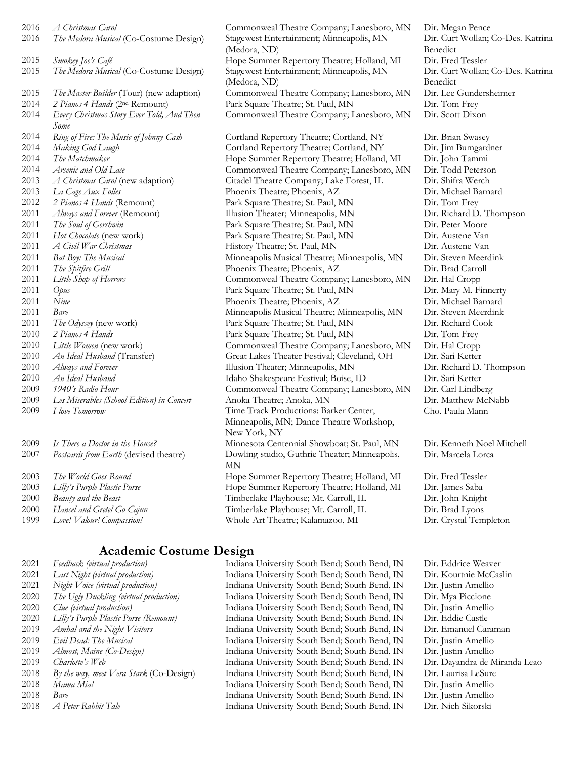| | | | |
|---|---|---|---|
| 2016 | *A Christmas Carol* | Commonweal Theatre Company; Lanesboro, MN | Dir. Megan Pence |
| 2016 | *The Medora Musical* (Co-Costume Design) | Stagewest Entertainment; Minneapolis, MN (Medora, ND) | Dir. Curt Wollan; Co-Des. Katrina Benedict |
| 2015 | *Smokey Joe's Café* | Hope Summer Repertory Theatre; Holland, MI | Dir. Fred Tessler |
| 2015 | *The Medora Musical* (Co-Costume Design) | Stagewest Entertainment; Minneapolis, MN (Medora, ND) | Dir. Curt Wollan; Co-Des. Katrina Benedict |
| 2015 | *The Master Builder* (Tour) (new adaption) | Commonweal Theatre Company; Lanesboro, MN | Dir. Lee Gundersheimer |
| 2014 | *2 Pianos 4 Hands* (2nd Remount) | Park Square Theatre; St. Paul, MN | Dir. Tom Frey |
| 2014 | *Every Christmas Story Ever Told, And Then Some* | Commonweal Theatre Company; Lanesboro, MN | Dir. Scott Dixon |
| 2014 | *Ring of Fire: The Music of Johnny Cash* | Cortland Repertory Theatre; Cortland, NY | Dir. Brian Swasey |
| 2014 | *Making God Laugh* | Cortland Repertory Theatre; Cortland, NY | Dir. Jim Bumgardner |
| 2014 | *The Matchmaker* | Hope Summer Repertory Theatre; Holland, MI | Dir. John Tammi |
| 2014 | *Arsenic and Old Lace* | Commonweal Theatre Company; Lanesboro, MN | Dir. Todd Peterson |
| 2013 | *A Christmas Carol* (new adaption) | Citadel Theatre Company; Lake Forest, IL | Dir. Shifra Werch |
| 2013 | *La Cage Aux Folles* | Phoenix Theatre; Phoenix, AZ | Dir. Michael Barnard |
| 2012 | *2 Pianos 4 Hands* (Remount) | Park Square Theatre; St. Paul, MN | Dir. Tom Frey |
| 2011 | *Always and Forever* (Remount) | Illusion Theater; Minneapolis, MN | Dir. Richard D. Thompson |
| 2011 | *The Soul of Gershwin* | Park Square Theatre; St. Paul, MN | Dir. Peter Moore |
| 2011 | *Hot Chocolate* (new work) | Park Square Theatre; St. Paul, MN | Dir. Austene Van |
| 2011 | *A Civil War Christmas* | History Theatre; St. Paul, MN | Dir. Austene Van |
| 2011 | *Bat Boy: The Musical* | Minneapolis Musical Theatre; Minneapolis, MN | Dir. Steven Meerdink |
| 2011 | *The Spitfire Grill* | Phoenix Theatre; Phoenix, AZ | Dir. Brad Carroll |
| 2011 | *Little Shop of Horrors* | Commonweal Theatre Company; Lanesboro, MN | Dir. Hal Cropp |
| 2011 | *Opus* | Park Square Theatre; St. Paul, MN | Dir. Mary M. Finnerty |
| 2011 | *Nine* | Phoenix Theatre; Phoenix, AZ | Dir. Michael Barnard |
| 2011 | *Bare* | Minneapolis Musical Theatre; Minneapolis, MN | Dir. Steven Meerdink |
| 2011 | *The Odyssey* (new work) | Park Square Theatre; St. Paul, MN | Dir. Richard Cook |
| 2010 | *2 Pianos 4 Hands* | Park Square Theatre; St. Paul, MN | Dir. Tom Frey |
| 2010 | *Little Women* (new work) | Commonweal Theatre Company; Lanesboro, MN | Dir. Hal Cropp |
| 2010 | *An Ideal Husband* (Transfer) | Great Lakes Theater Festival; Cleveland, OH | Dir. Sari Ketter |
| 2010 | *Always and Forever* | Illusion Theater; Minneapolis, MN | Dir. Richard D. Thompson |
| 2010 | *An Ideal Husband* | Idaho Shakespeare Festival; Boise, ID | Dir. Sari Ketter |
| 2009 | *1940's Radio Hour* | Commonweal Theatre Company; Lanesboro, MN | Dir. Carl Lindberg |
| 2009 | *Les Miserables (School Edition) in Concert* | Anoka Theatre; Anoka, MN | Dir. Matthew McNabb |
| 2009 | *I love Tomorrow* | Time Track Productions: Barker Center, Minneapolis, MN; Dance Theatre Workshop, New York, NY | Cho. Paula Mann |
| 2009 | *Is There a Doctor in the House?* | Minnesota Centennial Showboat; St. Paul, MN | Dir. Kenneth Noel Mitchell |
| 2007 | *Postcards from Earth* (devised theatre) | Dowling studio, Guthrie Theater; Minneapolis, MN | Dir. Marcela Lorca |
| 2003 | *The World Goes Round* | Hope Summer Repertory Theatre; Holland, MI | Dir. Fred Tessler |
| 2003 | *Lilly's Purple Plastic Purse* | Hope Summer Repertory Theatre; Holland, MI | Dir. James Saba |
| 2000 | *Beauty and the Beast* | Timberlake Playhouse; Mt. Carroll, IL | Dir. John Knight |
| 2000 | *Hansel and Gretel Go Cajun* | Timberlake Playhouse; Mt. Carroll, IL | Dir. Brad Lyons |
| 1999 | *Love! Valour! Compassion!* | Whole Art Theatre; Kalamazoo, MI | Dir. Crystal Templeton |

## Academic Costume Design

| | | | |
|---|---|---|---|
| 2021 | *Feedback (virtual production)* | Indiana University South Bend; South Bend, IN | Dir. Eddrice Weaver |
| 2021 | *Last Night (virtual production)* | Indiana University South Bend; South Bend, IN | Dir. Kourtnie McCaslin |
| 2021 | *Night Voice (virtual production)* | Indiana University South Bend; South Bend, IN | Dir. Justin Amellio |
| 2020 | *The Ugly Duckling (virtual production)* | Indiana University South Bend; South Bend, IN | Dir. Mya Piccione |
| 2020 | *Clue (virtual production)* | Indiana University South Bend; South Bend, IN | Dir. Justin Amellio |
| 2020 | *Lilly's Purple Plastic Purse (Remount)* | Indiana University South Bend; South Bend, IN | Dir. Eddie Castle |
| 2019 | *Amhal and the Night Visitors* | Indiana University South Bend; South Bend, IN | Dir. Emanuel Caraman |
| 2019 | *Evil Dead: The Musical* | Indiana University South Bend; South Bend, IN | Dir. Justin Amellio |
| 2019 | *Almost, Maine (Co-Design)* | Indiana University South Bend; South Bend, IN | Dir. Justin Amellio |
| 2019 | *Charlotte's Web* | Indiana University South Bend; South Bend, IN | Dir. Dayandra de Miranda Leao |
| 2018 | *By the way, meet Vera Stark* (Co-Design) | Indiana University South Bend; South Bend, IN | Dir. Laurisa LeSure |
| 2018 | *Mama Mia!* | Indiana University South Bend; South Bend, IN | Dir. Justin Amellio |
| 2018 | *Bare* | Indiana University South Bend; South Bend, IN | Dir. Justin Amellio |
| 2018 | *A Peter Rabbit Tale* | Indiana University South Bend; South Bend, IN | Dir. Nich Sikorski |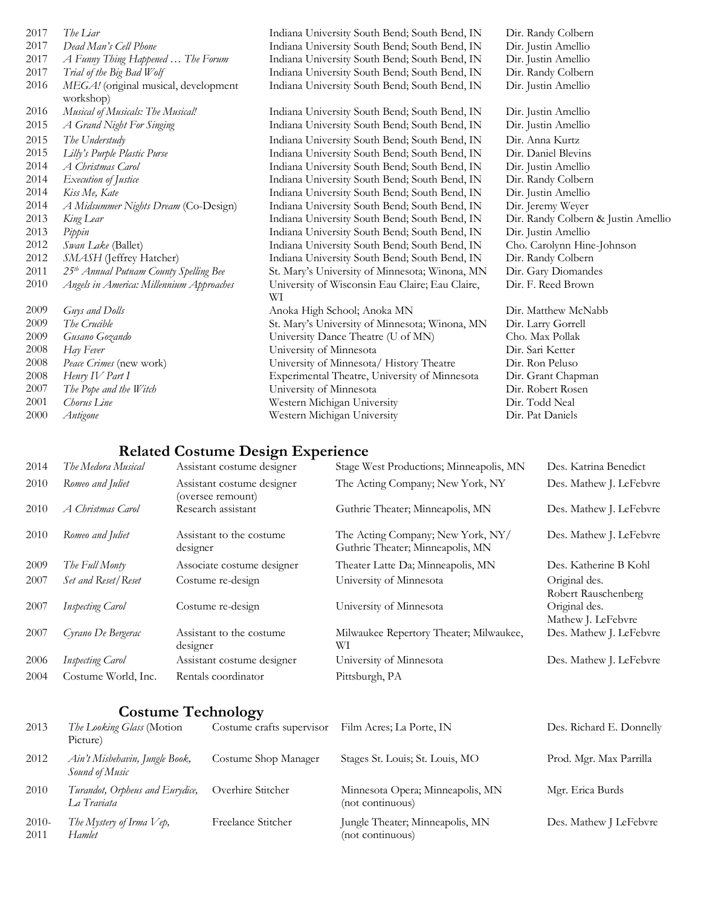| | | | |
|---|---|---|---|
| 2017 | *The Liar* | Indiana University South Bend; South Bend, IN | Dir. Randy Colbern |
| 2017 | *Dead Man's Cell Phone* | Indiana University South Bend; South Bend, IN | Dir. Justin Amellio |
| 2017 | *A Funny Thing Happened … The Forum* | Indiana University South Bend; South Bend, IN | Dir. Justin Amellio |
| 2017 | *Trial of the Big Bad Wolf* | Indiana University South Bend; South Bend, IN | Dir. Randy Colbern |
| 2016 | *MEGA!* (original musical, development workshop) | Indiana University South Bend; South Bend, IN | Dir. Justin Amellio |
| 2016 | *Musical of Musicals: The Musical!* | Indiana University South Bend; South Bend, IN | Dir. Justin Amellio |
| 2015 | *A Grand Night For Singing* | Indiana University South Bend; South Bend, IN | Dir. Justin Amellio |
| 2015 | *The Understudy* | Indiana University South Bend; South Bend, IN | Dir. Anna Kurtz |
| 2015 | *Lilly's Purple Plastic Purse* | Indiana University South Bend; South Bend, IN | Dir. Daniel Blevins |
| 2014 | *A Christmas Carol* | Indiana University South Bend; South Bend, IN | Dir. Justin Amellio |
| 2014 | *Execution of Justice* | Indiana University South Bend; South Bend, IN | Dir. Randy Colbern |
| 2014 | *Kiss Me, Kate* | Indiana University South Bend; South Bend, IN | Dir. Justin Amellio |
| 2014 | *A Midsummer Nights Dream* (Co-Design) | Indiana University South Bend; South Bend, IN | Dir. Jeremy Weyer |
| 2013 | *King Lear* | Indiana University South Bend; South Bend, IN | Dir. Randy Colbern & Justin Amellio |
| 2013 | *Pippin* | Indiana University South Bend; South Bend, IN | Dir. Justin Amellio |
| 2012 | *Swan Lake* (Ballet) | Indiana University South Bend; South Bend, IN | Cho. Carolynn Hine-Johnson |
| 2012 | *SMASH* (Jeffrey Hatcher) | Indiana University South Bend; South Bend, IN | Dir. Randy Colbern |
| 2011 | *25th Annual Putnam County Spelling Bee* | St. Mary's University of Minnesota; Winona, MN | Dir. Gary Diomandes |
| 2010 | *Angels in America: Millennium Approaches* | University of Wisconsin Eau Claire; Eau Claire, WI | Dir. F. Reed Brown |
| 2009 | *Guys and Dolls* | Anoka High School; Anoka MN | Dir. Matthew McNabb |
| 2009 | *The Crucible* | St. Mary's University of Minnesota; Winona, MN | Dir. Larry Gorrell |
| 2009 | *Gusano Gozando* | University Dance Theatre (U of MN) | Cho. Max Pollak |
| 2008 | *Hay Fever* | University of Minnesota | Dir. Sari Ketter |
| 2008 | *Peace Crimes* (new work) | University of Minnesota/ History Theatre | Dir. Ron Peluso |
| 2008 | *Henry IV Part I* | Experimental Theatre, University of Minnesota | Dir. Grant Chapman |
| 2007 | *The Pope and the Witch* | University of Minnesota | Dir. Robert Rosen |
| 2001 | *Chorus Line* | Western Michigan University | Dir. Todd Neal |
| 2000 | *Antigone* | Western Michigan University | Dir. Pat Daniels |

## Related Costume Design Experience

| | | | | |
|---|---|---|---|---|
| 2014 | *The Medora Musical* | Assistant costume designer | Stage West Productions; Minneapolis, MN | Des. Katrina Benedict |
| 2010 | *Romeo and Juliet* | Assistant costume designer (oversee remount) | The Acting Company; New York, NY | Des. Mathew J. LeFebvre |
| 2010 | *A Christmas Carol* | Research assistant | Guthrie Theater; Minneapolis, MN | Des. Mathew J. LeFebvre |
| 2010 | *Romeo and Juliet* | Assistant to the costume designer | The Acting Company; New York, NY/ Guthrie Theater; Minneapolis, MN | Des. Mathew J. LeFebvre |
| 2009 | *The Full Monty* | Associate costume designer | Theater Latte Da; Minneapolis, MN | Des. Katherine B Kohl |
| 2007 | *Set and Reset/Reset* | Costume re-design | University of Minnesota | Original des. Robert Rauschenberg |
| 2007 | *Inspecting Carol* | Costume re-design | University of Minnesota | Original des. Mathew J. LeFebvre |
| 2007 | *Cyrano De Bergerac* | Assistant to the costume designer | Milwaukee Repertory Theater; Milwaukee, WI | Des. Mathew J. LeFebvre |
| 2006 | *Inspecting Carol* | Assistant costume designer | University of Minnesota | Des. Mathew J. LeFebvre |
| 2004 | Costume World, Inc. | Rentals coordinator | Pittsburgh, PA | |

## Costume Technology

| | | | | |
|---|---|---|---|---|
| 2013 | *The Looking Glass* (Motion Picture) | Costume crafts supervisor | Film Acres; La Porte, IN | Des. Richard E. Donnelly |
| 2012 | *Ain't Misbehavin, Jungle Book, Sound of Music* | Costume Shop Manager | Stages St. Louis; St. Louis, MO | Prod. Mgr. Max Parrilla |
| 2010 | *Turandot, Orpheus and Eurydice, La Traviata* | Overhire Stitcher | Minnesota Opera; Minneapolis, MN (not continuous) | Mgr. Erica Burds |
| 2010-2011 | *The Mystery of Irma Vep, Hamlet* | Freelance Stitcher | Jungle Theater; Minneapolis, MN (not continuous) | Des. Mathew J LeFebvre |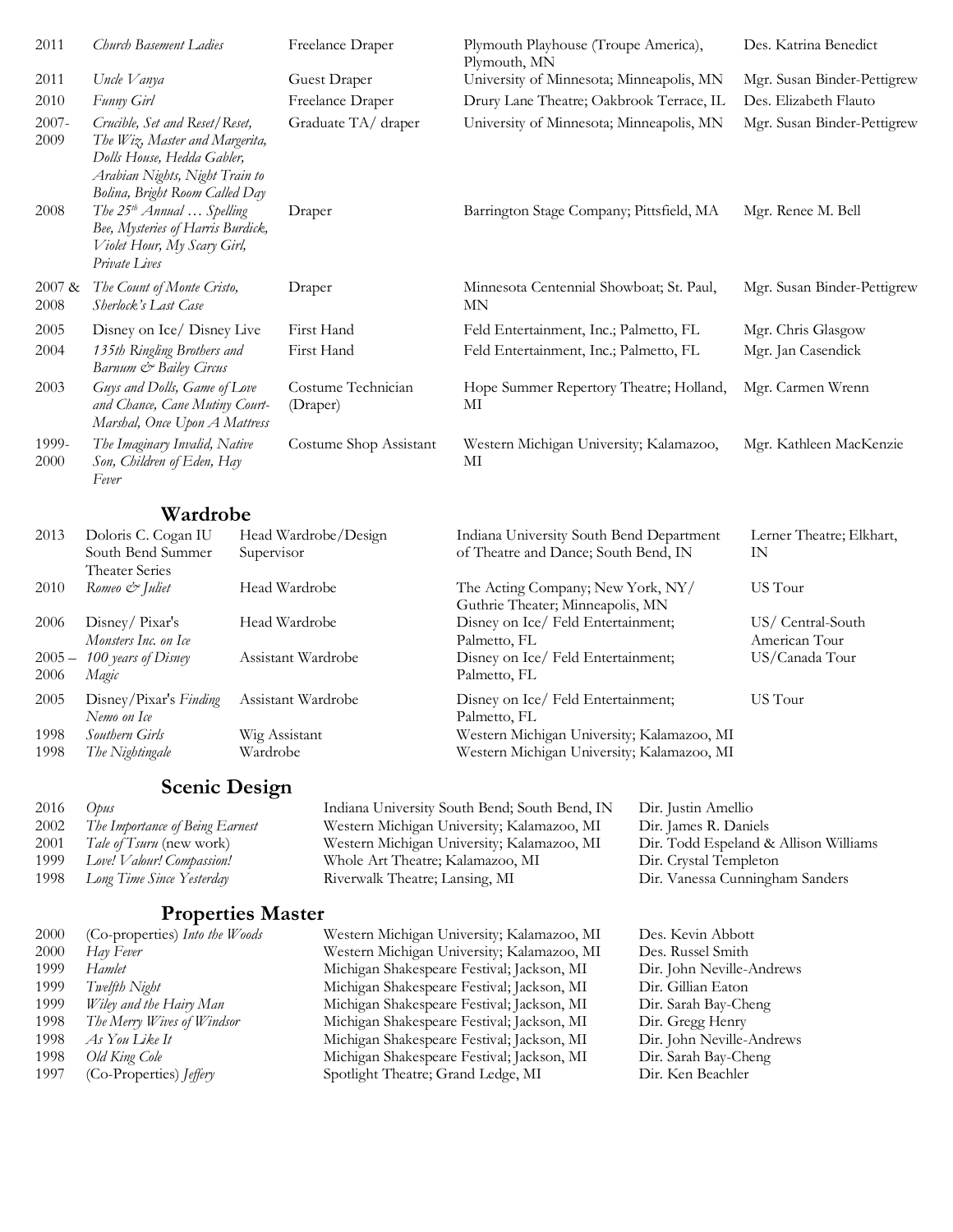| | | | | |
|---|---|---|---|---|
| 2011 | *Church Basement Ladies* | Freelance Draper | Plymouth Playhouse (Troupe America), Plymouth, MN | Des. Katrina Benedict |
| 2011 | *Uncle Vanya* | Guest Draper | University of Minnesota; Minneapolis, MN | Mgr. Susan Binder-Pettigrew |
| 2010 | *Funny Girl* | Freelance Draper | Drury Lane Theatre; Oakbrook Terrace, IL | Des. Elizabeth Flauto |
| 2007-2009 | *Crucible, Set and Reset/Reset, The Wiz, Master and Margerita, Dolls House, Hedda Gabler, Arabian Nights, Night Train to Bolina, Bright Room Called Day* | Graduate TA/ draper | University of Minnesota; Minneapolis, MN | Mgr. Susan Binder-Pettigrew |
| 2008 | *The 25th Annual … Spelling Bee, Mysteries of Harris Burdick, Violet Hour, My Scary Girl, Private Lives* | Draper | Barrington Stage Company; Pittsfield, MA | Mgr. Renee M. Bell |
| 2007 & 2008 | *The Count of Monte Cristo, Sherlock's Last Case* | Draper | Minnesota Centennial Showboat; St. Paul, MN | Mgr. Susan Binder-Pettigrew |
| 2005 | Disney on Ice/ Disney Live | First Hand | Feld Entertainment, Inc.; Palmetto, FL | Mgr. Chris Glasgow |
| 2004 | *135th Ringling Brothers and Barnum & Bailey Circus* | First Hand | Feld Entertainment, Inc.; Palmetto, FL | Mgr. Jan Casendick |
| 2003 | *Guys and Dolls, Game of Love and Chance, Cane Mutiny Court-Marshal, Once Upon A Mattress* | Costume Technician (Draper) | Hope Summer Repertory Theatre; Holland, MI | Mgr. Carmen Wrenn |
| 1999-2000 | *The Imaginary Invalid, Native Son, Children of Eden, Hay Fever* | Costume Shop Assistant | Western Michigan University; Kalamazoo, MI | Mgr. Kathleen MacKenzie |

## Wardrobe

| | | | | |
|---|---|---|---|---|
| 2013 | Doloris C. Cogan IU South Bend Summer Theater Series | Head Wardrobe/Design Supervisor | Indiana University South Bend Department of Theatre and Dance; South Bend, IN | Lerner Theatre; Elkhart, IN |
| 2010 | *Romeo & Juliet* | Head Wardrobe | The Acting Company; New York, NY/ Guthrie Theater; Minneapolis, MN | US Tour |
| 2006 | Disney/ Pixar's *Monsters Inc. on Ice* | Head Wardrobe | Disney on Ice/ Feld Entertainment; Palmetto, FL | US/ Central-South American Tour |
| 2005 – 2006 | *100 years of Disney Magic* | Assistant Wardrobe | Disney on Ice/ Feld Entertainment; Palmetto, FL | US/Canada Tour |
| 2005 | Disney/Pixar's *Finding Nemo on Ice* | Assistant Wardrobe | Disney on Ice/ Feld Entertainment; Palmetto, FL | US Tour |
| 1998 | *Southern Girls* | Wig Assistant | Western Michigan University; Kalamazoo, MI | |
| 1998 | *The Nightingale* | Wardrobe | Western Michigan University; Kalamazoo, MI | |

## Scenic Design

| | | | |
|---|---|---|---|
| 2016 | *Opus* | Indiana University South Bend; South Bend, IN | Dir. Justin Amellio |
| 2002 | *The Importance of Being Earnest* | Western Michigan University; Kalamazoo, MI | Dir. James R. Daniels |
| 2001 | *Tale of Tsuru* (new work) | Western Michigan University; Kalamazoo, MI | Dir. Todd Espeland & Allison Williams |
| 1999 | *Love! Valour! Compassion!* | Whole Art Theatre; Kalamazoo, MI | Dir. Crystal Templeton |
| 1998 | *Long Time Since Yesterday* | Riverwalk Theatre; Lansing, MI | Dir. Vanessa Cunningham Sanders |

## Properties Master

| | | | |
|---|---|---|---|
| 2000 | (Co-properties) *Into the Woods* | Western Michigan University; Kalamazoo, MI | Des. Kevin Abbott |
| 2000 | *Hay Fever* | Western Michigan University; Kalamazoo, MI | Des. Russel Smith |
| 1999 | *Hamlet* | Michigan Shakespeare Festival; Jackson, MI | Dir. John Neville-Andrews |
| 1999 | *Twelfth Night* | Michigan Shakespeare Festival; Jackson, MI | Dir. Gillian Eaton |
| 1999 | *Wiley and the Hairy Man* | Michigan Shakespeare Festival; Jackson, MI | Dir. Sarah Bay-Cheng |
| 1998 | *The Merry Wives of Windsor* | Michigan Shakespeare Festival; Jackson, MI | Dir. Gregg Henry |
| 1998 | *As You Like It* | Michigan Shakespeare Festival; Jackson, MI | Dir. John Neville-Andrews |
| 1998 | *Old King Cole* | Michigan Shakespeare Festival; Jackson, MI | Dir. Sarah Bay-Cheng |
| 1997 | (Co-Properties) *Jeffery* | Spotlight Theatre; Grand Ledge, MI | Dir. Ken Beachler |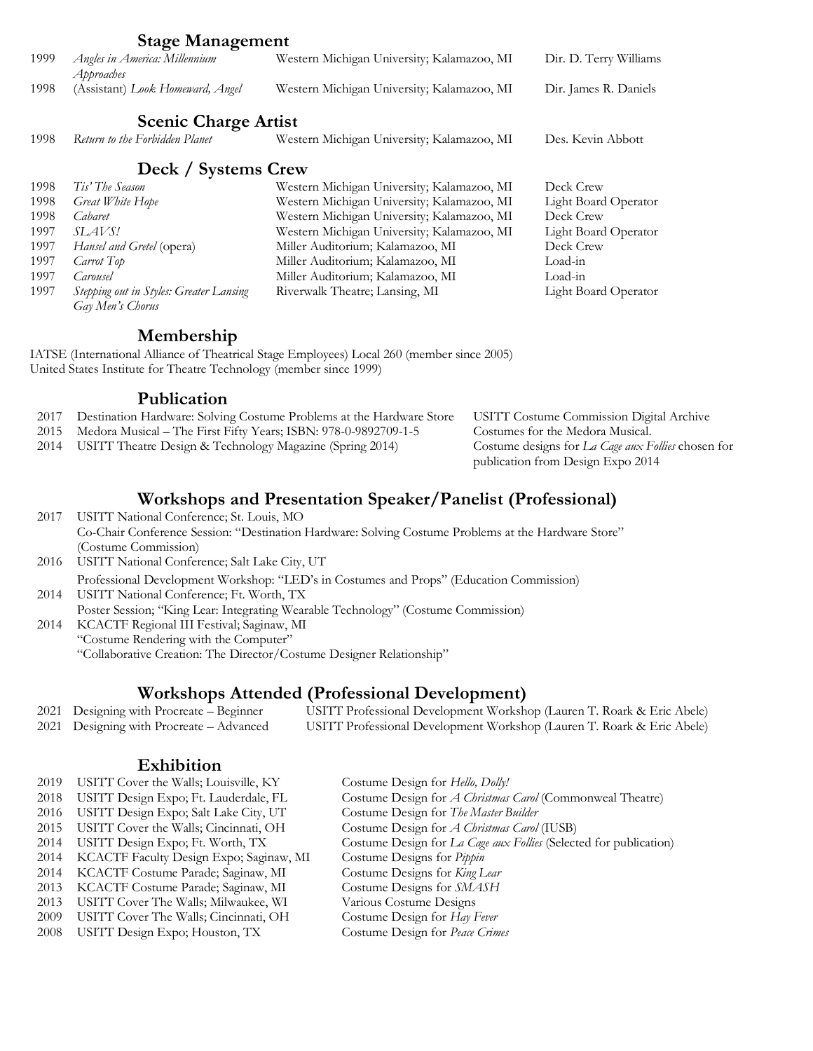## Stage Management

| | | | |
|---|---|---|---|
| 1999 | *Angles in America: Millennium Approaches* | Western Michigan University; Kalamazoo, MI | Dir. D. Terry Williams |
| 1998 | (Assistant) *Look Homeward, Angel* | Western Michigan University; Kalamazoo, MI | Dir. James R. Daniels |

## Scenic Charge Artist

| | | | |
|---|---|---|---|
| 1998 | *Return to the Forbidden Planet* | Western Michigan University; Kalamazoo, MI | Des. Kevin Abbott |

## Deck / Systems Crew

| | | | |
|---|---|---|---|
| 1998 | *Tis' The Season* | Western Michigan University; Kalamazoo, MI | Deck Crew |
| 1998 | *Great White Hope* | Western Michigan University; Kalamazoo, MI | Light Board Operator |
| 1998 | *Cabaret* | Western Michigan University; Kalamazoo, MI | Deck Crew |
| 1997 | *SLAVS!* | Western Michigan University; Kalamazoo, MI | Light Board Operator |
| 1997 | *Hansel and Gretel* (opera) | Miller Auditorium; Kalamazoo, MI | Deck Crew |
| 1997 | *Carrot Top* | Miller Auditorium; Kalamazoo, MI | Load-in |
| 1997 | *Carousel* | Miller Auditorium; Kalamazoo, MI | Load-in |
| 1997 | *Stepping out in Styles: Greater Lansing Gay Men's Chorus* | Riverwalk Theatre; Lansing, MI | Light Board Operator |

## Membership

IATSE (International Alliance of Theatrical Stage Employees) Local 260 (member since 2005)
United States Institute for Theatre Technology (member since 1999)

## Publication

| | | |
|---|---|---|
| 2017 | Destination Hardware: Solving Costume Problems at the Hardware Store | USITT Costume Commission Digital Archive |
| 2015 | Medora Musical – The First Fifty Years; ISBN: 978-0-9892709-1-5 | Costumes for the Medora Musical. |
| 2014 | USITT Theatre Design & Technology Magazine (Spring 2014) | Costume designs for *La Cage aux Follies* chosen for publication from Design Expo 2014 |

## Workshops and Presentation Speaker/Panelist (Professional)

2017 USITT National Conference; St. Louis, MO
Co-Chair Conference Session: "Destination Hardware: Solving Costume Problems at the Hardware Store" (Costume Commission)

2016 USITT National Conference; Salt Lake City, UT
Professional Development Workshop: "LED's in Costumes and Props" (Education Commission)

2014 USITT National Conference; Ft. Worth, TX
Poster Session; "King Lear: Integrating Wearable Technology" (Costume Commission)

2014 KCACTF Regional III Festival; Saginaw, MI
"Costume Rendering with the Computer"
"Collaborative Creation: The Director/Costume Designer Relationship"

## Workshops Attended (Professional Development)

| | | |
|---|---|---|
| 2021 | Designing with Procreate – Beginner | USITT Professional Development Workshop (Lauren T. Roark & Eric Abele) |
| 2021 | Designing with Procreate – Advanced | USITT Professional Development Workshop (Lauren T. Roark & Eric Abele) |

## Exhibition

| | | |
|---|---|---|
| 2019 | USITT Cover the Walls; Louisville, KY | Costume Design for *Hello, Dolly!* |
| 2018 | USITT Design Expo; Ft. Lauderdale, FL | Costume Design for *A Christmas Carol* (Commonweal Theatre) |
| 2016 | USITT Design Expo; Salt Lake City, UT | Costume Design for *The Master Builder* |
| 2015 | USITT Cover the Walls; Cincinnati, OH | Costume Design for *A Christmas Carol* (IUSB) |
| 2014 | USITT Design Expo; Ft. Worth, TX | Costume Design for *La Cage aux Follies* (Selected for publication) |
| 2014 | KCACTF Faculty Design Expo; Saginaw, MI | Costume Designs for *Pippin* |
| 2014 | KCACTF Costume Parade; Saginaw, MI | Costume Designs for *King Lear* |
| 2013 | KCACTF Costume Parade; Saginaw, MI | Costume Designs for *SMASH* |
| 2013 | USITT Cover The Walls; Milwaukee, WI | Various Costume Designs |
| 2009 | USITT Cover The Walls; Cincinnati, OH | Costume Design for *Hay Fever* |
| 2008 | USITT Design Expo; Houston, TX | Costume Design for *Peace Crimes* |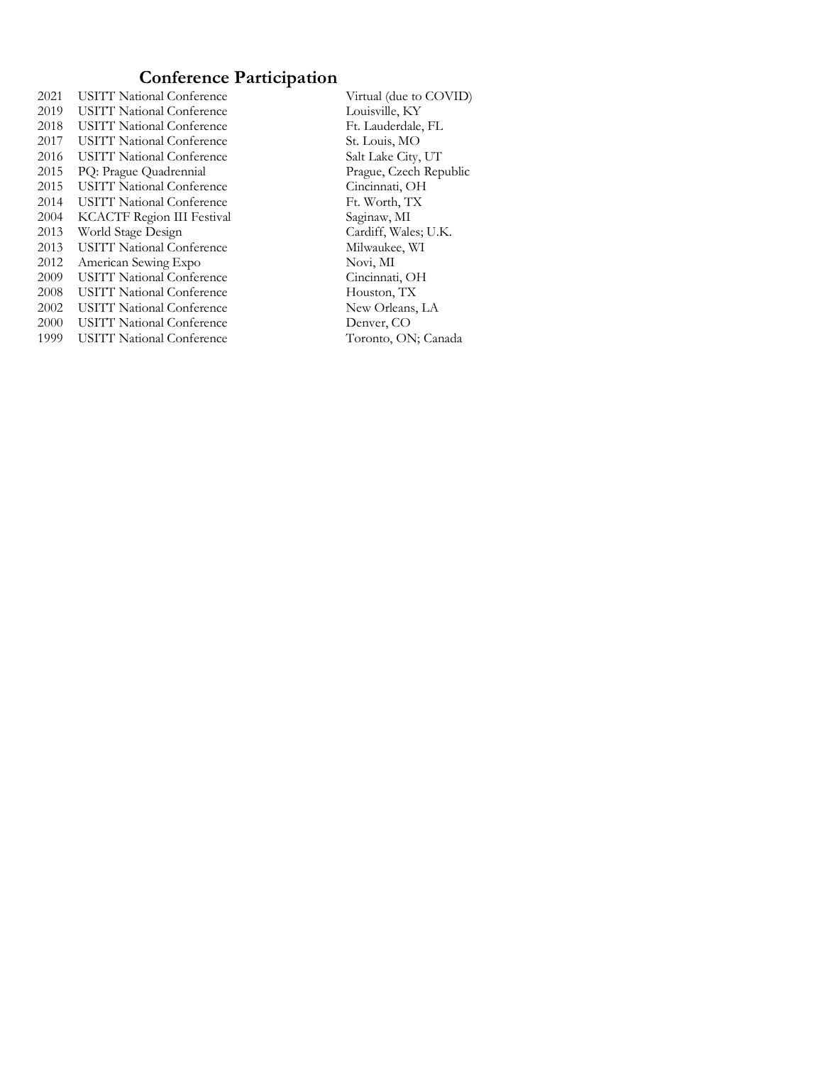## Conference Participation

| | | |
|---|---|---|
| 2021 | USITT National Conference | Virtual (due to COVID) |
| 2019 | USITT National Conference | Louisville, KY |
| 2018 | USITT National Conference | Ft. Lauderdale, FL |
| 2017 | USITT National Conference | St. Louis, MO |
| 2016 | USITT National Conference | Salt Lake City, UT |
| 2015 | PQ: Prague Quadrennial | Prague, Czech Republic |
| 2015 | USITT National Conference | Cincinnati, OH |
| 2014 | USITT National Conference | Ft. Worth, TX |
| 2004 | KCACTF Region III Festival | Saginaw, MI |
| 2013 | World Stage Design | Cardiff, Wales; U.K. |
| 2013 | USITT National Conference | Milwaukee, WI |
| 2012 | American Sewing Expo | Novi, MI |
| 2009 | USITT National Conference | Cincinnati, OH |
| 2008 | USITT National Conference | Houston, TX |
| 2002 | USITT National Conference | New Orleans, LA |
| 2000 | USITT National Conference | Denver, CO |
| 1999 | USITT National Conference | Toronto, ON; Canada |